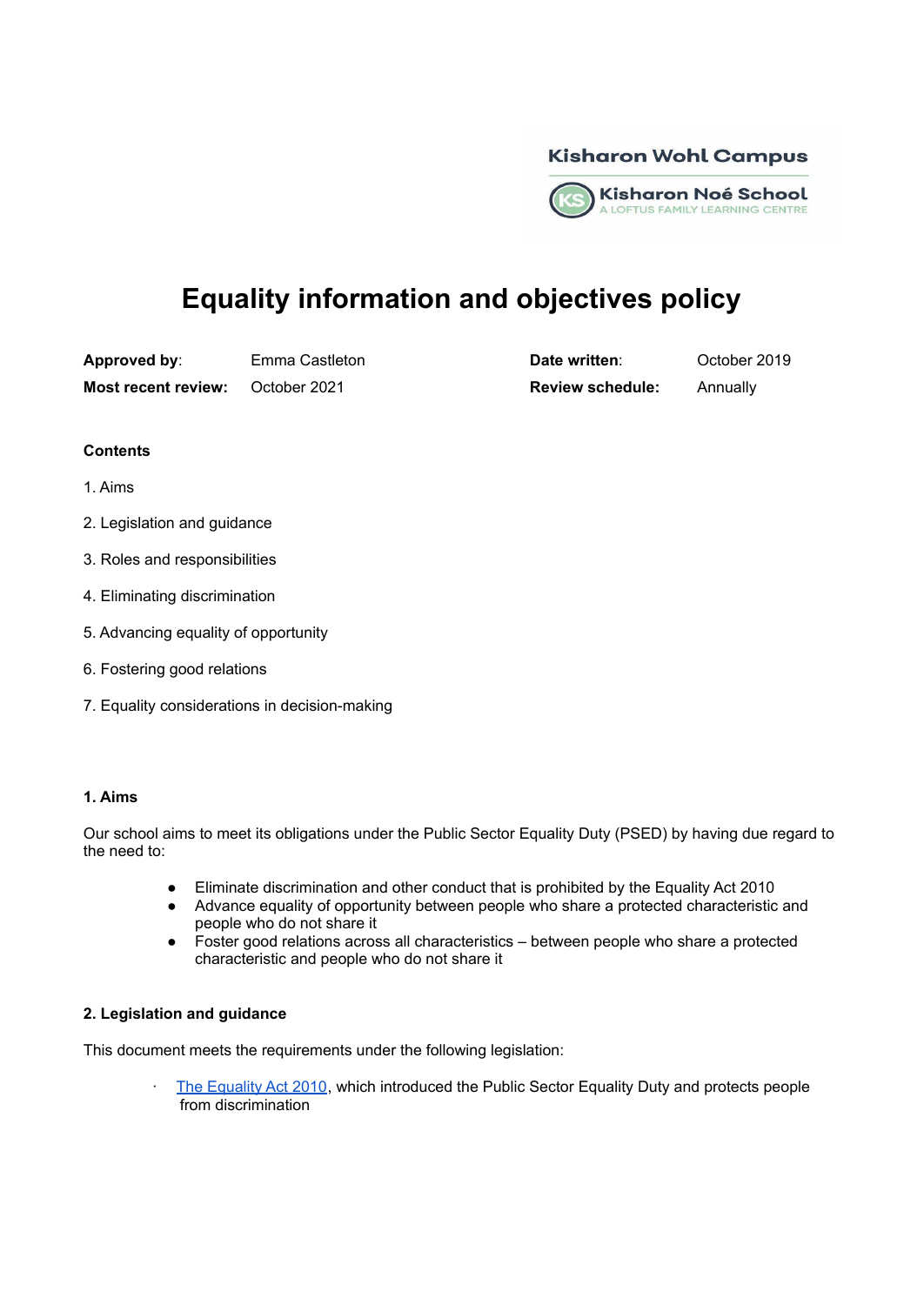Kisharon Wohl Campus

Kisharon Noé School
A LOFTUS FAMILY LEARNING CENTRE

# Equality information and objectives policy

| | | | |
|---|---|---|---|
| **Approved by**: | Emma Castleton | **Date written**: | October 2019 |
| **Most recent review:** | October 2021 | **Review schedule:** | Annually |

**Contents**

1. Aims
2. Legislation and guidance
3. Roles and responsibilities
4. Eliminating discrimination
5. Advancing equality of opportunity
6. Fostering good relations
7. Equality considerations in decision-making

### 1. Aims

Our school aims to meet its obligations under the Public Sector Equality Duty (PSED) by having due regard to the need to:

- Eliminate discrimination and other conduct that is prohibited by the Equality Act 2010
- Advance equality of opportunity between people who share a protected characteristic and people who do not share it
- Foster good relations across all characteristics – between people who share a protected characteristic and people who do not share it

### 2. Legislation and guidance

This document meets the requirements under the following legislation:

- The Equality Act 2010, which introduced the Public Sector Equality Duty and protects people from discrimination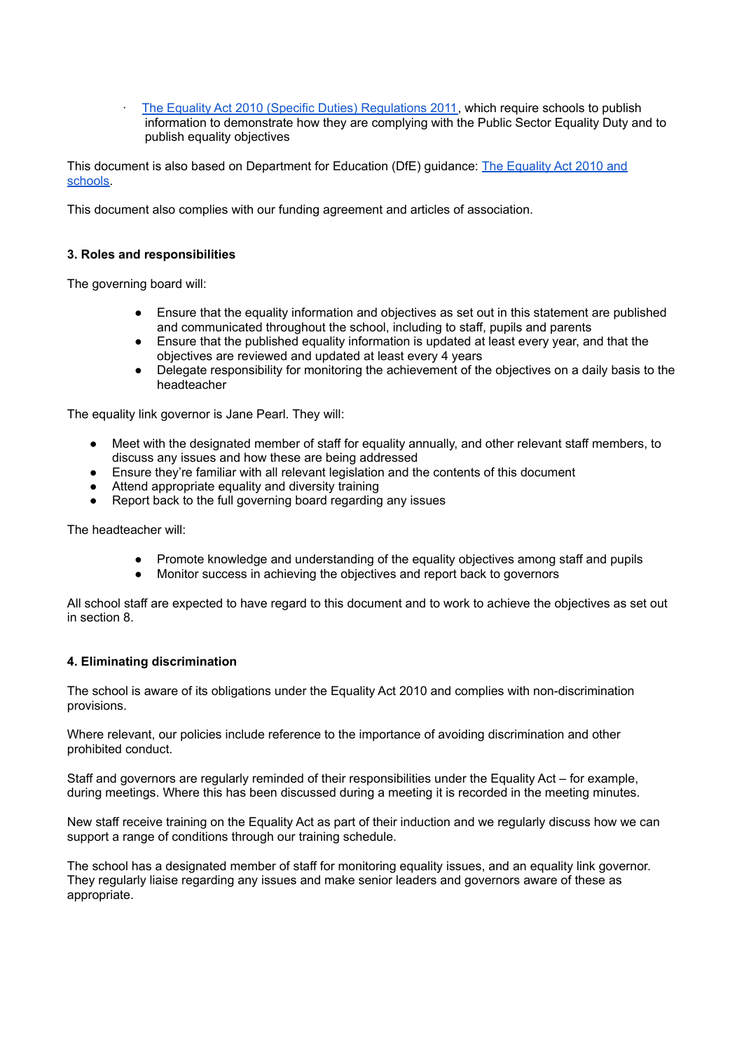- [The Equality Act 2010 (Specific Duties) Regulations 2011](), which require schools to publish information to demonstrate how they are complying with the Public Sector Equality Duty and to publish equality objectives

This document is also based on Department for Education (DfE) guidance: [The Equality Act 2010 and schools]().

This document also complies with our funding agreement and articles of association.

**3. Roles and responsibilities**

The governing board will:

- Ensure that the equality information and objectives as set out in this statement are published and communicated throughout the school, including to staff, pupils and parents
- Ensure that the published equality information is updated at least every year, and that the objectives are reviewed and updated at least every 4 years
- Delegate responsibility for monitoring the achievement of the objectives on a daily basis to the headteacher

The equality link governor is Jane Pearl. They will:

- Meet with the designated member of staff for equality annually, and other relevant staff members, to discuss any issues and how these are being addressed
- Ensure they're familiar with all relevant legislation and the contents of this document
- Attend appropriate equality and diversity training
- Report back to the full governing board regarding any issues

The headteacher will:

- Promote knowledge and understanding of the equality objectives among staff and pupils
- Monitor success in achieving the objectives and report back to governors

All school staff are expected to have regard to this document and to work to achieve the objectives as set out in section 8.

**4. Eliminating discrimination**

The school is aware of its obligations under the Equality Act 2010 and complies with non-discrimination provisions.

Where relevant, our policies include reference to the importance of avoiding discrimination and other prohibited conduct.

Staff and governors are regularly reminded of their responsibilities under the Equality Act – for example, during meetings. Where this has been discussed during a meeting it is recorded in the meeting minutes.

New staff receive training on the Equality Act as part of their induction and we regularly discuss how we can support a range of conditions through our training schedule.

The school has a designated member of staff for monitoring equality issues, and an equality link governor. They regularly liaise regarding any issues and make senior leaders and governors aware of these as appropriate.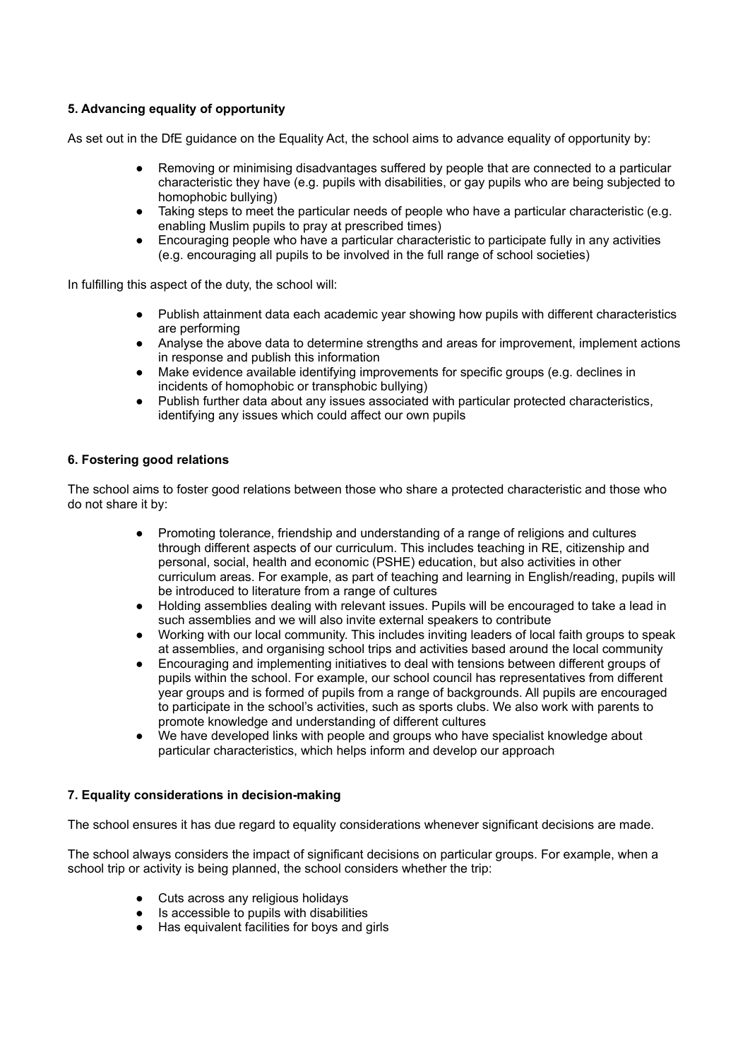### 5. Advancing equality of opportunity

As set out in the DfE guidance on the Equality Act, the school aims to advance equality of opportunity by:

- Removing or minimising disadvantages suffered by people that are connected to a particular characteristic they have (e.g. pupils with disabilities, or gay pupils who are being subjected to homophobic bullying)
- Taking steps to meet the particular needs of people who have a particular characteristic (e.g. enabling Muslim pupils to pray at prescribed times)
- Encouraging people who have a particular characteristic to participate fully in any activities (e.g. encouraging all pupils to be involved in the full range of school societies)

In fulfilling this aspect of the duty, the school will:

- Publish attainment data each academic year showing how pupils with different characteristics are performing
- Analyse the above data to determine strengths and areas for improvement, implement actions in response and publish this information
- Make evidence available identifying improvements for specific groups (e.g. declines in incidents of homophobic or transphobic bullying)
- Publish further data about any issues associated with particular protected characteristics, identifying any issues which could affect our own pupils

### 6. Fostering good relations

The school aims to foster good relations between those who share a protected characteristic and those who do not share it by:

- Promoting tolerance, friendship and understanding of a range of religions and cultures through different aspects of our curriculum. This includes teaching in RE, citizenship and personal, social, health and economic (PSHE) education, but also activities in other curriculum areas. For example, as part of teaching and learning in English/reading, pupils will be introduced to literature from a range of cultures
- Holding assemblies dealing with relevant issues. Pupils will be encouraged to take a lead in such assemblies and we will also invite external speakers to contribute
- Working with our local community. This includes inviting leaders of local faith groups to speak at assemblies, and organising school trips and activities based around the local community
- Encouraging and implementing initiatives to deal with tensions between different groups of pupils within the school. For example, our school council has representatives from different year groups and is formed of pupils from a range of backgrounds. All pupils are encouraged to participate in the school's activities, such as sports clubs. We also work with parents to promote knowledge and understanding of different cultures
- We have developed links with people and groups who have specialist knowledge about particular characteristics, which helps inform and develop our approach

### 7. Equality considerations in decision-making

The school ensures it has due regard to equality considerations whenever significant decisions are made.

The school always considers the impact of significant decisions on particular groups. For example, when a school trip or activity is being planned, the school considers whether the trip:

- Cuts across any religious holidays
- Is accessible to pupils with disabilities
- Has equivalent facilities for boys and girls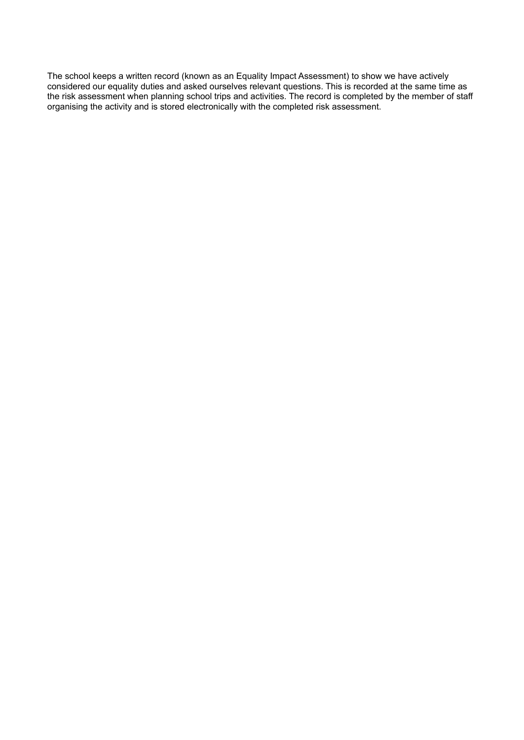The school keeps a written record (known as an Equality Impact Assessment) to show we have actively considered our equality duties and asked ourselves relevant questions. This is recorded at the same time as the risk assessment when planning school trips and activities. The record is completed by the member of staff organising the activity and is stored electronically with the completed risk assessment.